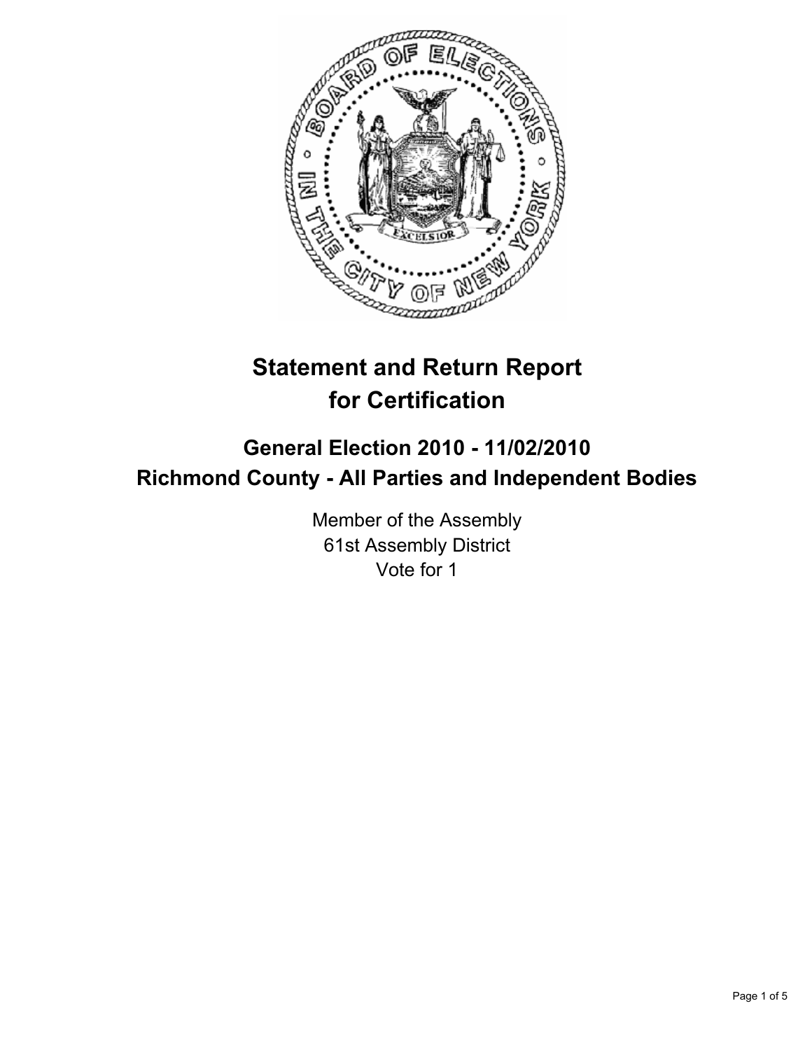# Statement and Return Report for Certification

## General Election 2010 - 11/02/2010
## Richmond County - All Parties and Independent Bodies

Member of the Assembly
61st Assembly District
Vote for 1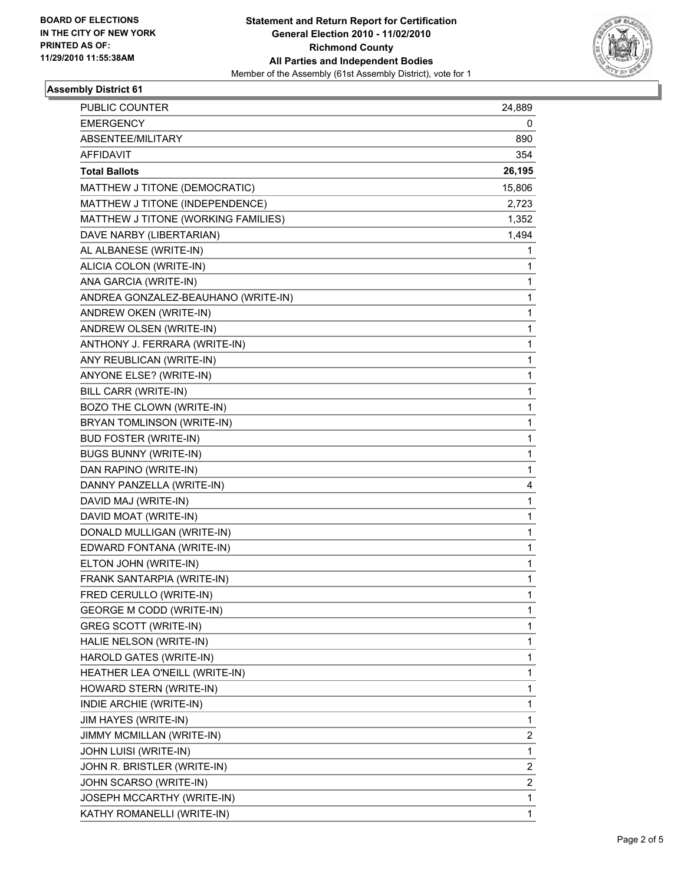**BOARD OF ELECTIONS IN THE CITY OF NEW YORK PRINTED AS OF: 11/29/2010 11:55:38AM**

**Statement and Return Report for Certification**
**General Election 2010 - 11/02/2010**
**Richmond County**
**All Parties and Independent Bodies**
Member of the Assembly (61st Assembly District), vote for 1

## Assembly District 61

| | |
|---|---|
| PUBLIC COUNTER | 24,889 |
| EMERGENCY | 0 |
| ABSENTEE/MILITARY | 890 |
| AFFIDAVIT | 354 |
| **Total Ballots** | **26,195** |
| MATTHEW J TITONE (DEMOCRATIC) | 15,806 |
| MATTHEW J TITONE (INDEPENDENCE) | 2,723 |
| MATTHEW J TITONE (WORKING FAMILIES) | 1,352 |
| DAVE NARBY (LIBERTARIAN) | 1,494 |
| AL ALBANESE (WRITE-IN) | 1 |
| ALICIA COLON (WRITE-IN) | 1 |
| ANA GARCIA (WRITE-IN) | 1 |
| ANDREA GONZALEZ-BEAUHANO (WRITE-IN) | 1 |
| ANDREW OKEN (WRITE-IN) | 1 |
| ANDREW OLSEN (WRITE-IN) | 1 |
| ANTHONY J. FERRARA (WRITE-IN) | 1 |
| ANY REUBLICAN (WRITE-IN) | 1 |
| ANYONE ELSE? (WRITE-IN) | 1 |
| BILL CARR (WRITE-IN) | 1 |
| BOZO THE CLOWN (WRITE-IN) | 1 |
| BRYAN TOMLINSON (WRITE-IN) | 1 |
| BUD FOSTER (WRITE-IN) | 1 |
| BUGS BUNNY (WRITE-IN) | 1 |
| DAN RAPINO (WRITE-IN) | 1 |
| DANNY PANZELLA (WRITE-IN) | 4 |
| DAVID MAJ (WRITE-IN) | 1 |
| DAVID MOAT (WRITE-IN) | 1 |
| DONALD MULLIGAN (WRITE-IN) | 1 |
| EDWARD FONTANA (WRITE-IN) | 1 |
| ELTON JOHN (WRITE-IN) | 1 |
| FRANK SANTARPIA (WRITE-IN) | 1 |
| FRED CERULLO (WRITE-IN) | 1 |
| GEORGE M CODD (WRITE-IN) | 1 |
| GREG SCOTT (WRITE-IN) | 1 |
| HALIE NELSON (WRITE-IN) | 1 |
| HAROLD GATES (WRITE-IN) | 1 |
| HEATHER LEA O'NEILL (WRITE-IN) | 1 |
| HOWARD STERN (WRITE-IN) | 1 |
| INDIE ARCHIE (WRITE-IN) | 1 |
| JIM HAYES (WRITE-IN) | 1 |
| JIMMY MCMILLAN (WRITE-IN) | 2 |
| JOHN LUISI (WRITE-IN) | 1 |
| JOHN R. BRISTLER (WRITE-IN) | 2 |
| JOHN SCARSO (WRITE-IN) | 2 |
| JOSEPH MCCARTHY (WRITE-IN) | 1 |
| KATHY ROMANELLI (WRITE-IN) | 1 |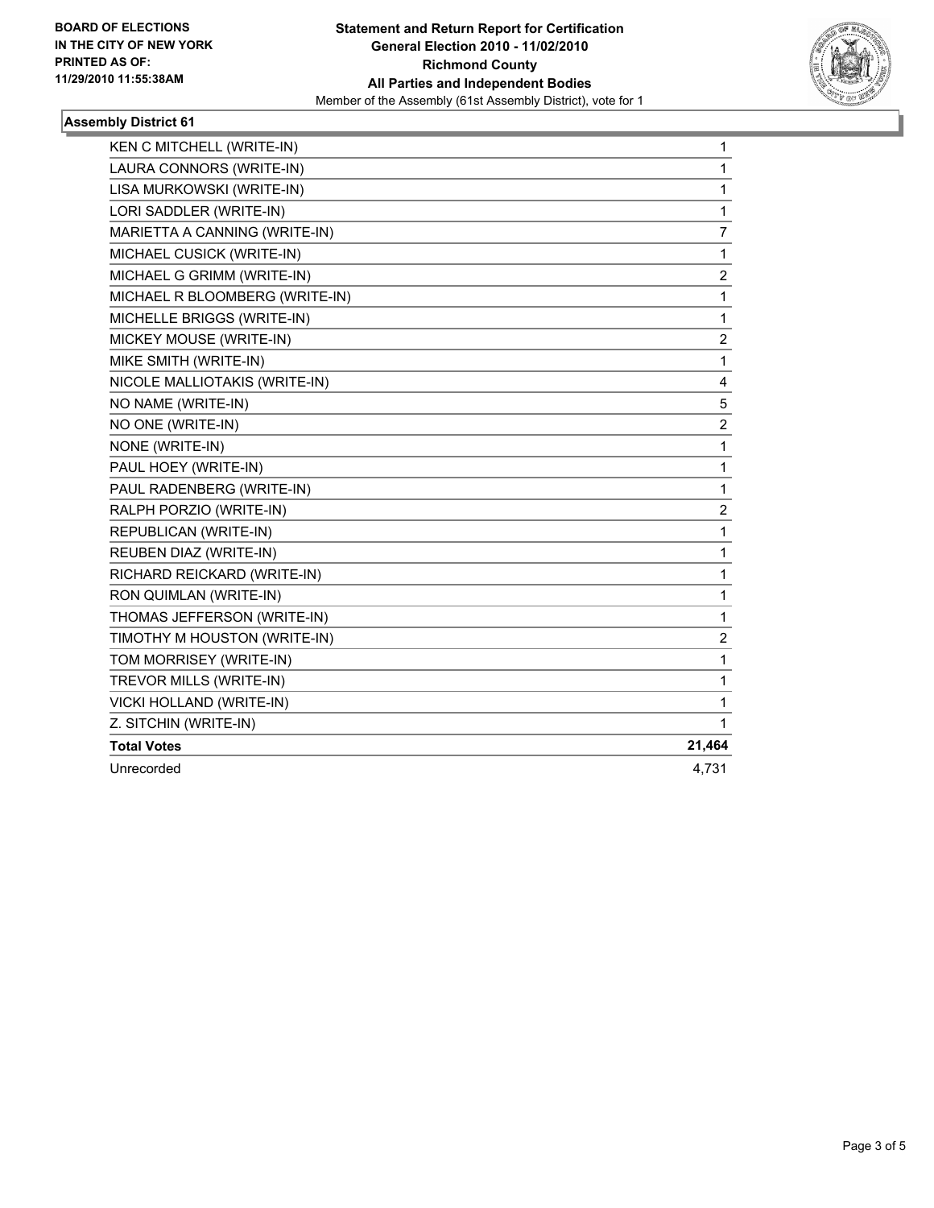**BOARD OF ELECTIONS IN THE CITY OF NEW YORK PRINTED AS OF: 11/29/2010 11:55:38AM**

**Statement and Return Report for Certification**
**General Election 2010 - 11/02/2010**
**Richmond County**
**All Parties and Independent Bodies**
Member of the Assembly (61st Assembly District), vote for 1

### Assembly District 61

| | |
|---|---|
| KEN C MITCHELL (WRITE-IN) | 1 |
| LAURA CONNORS (WRITE-IN) | 1 |
| LISA MURKOWSKI (WRITE-IN) | 1 |
| LORI SADDLER (WRITE-IN) | 1 |
| MARIETTA A CANNING (WRITE-IN) | 7 |
| MICHAEL CUSICK (WRITE-IN) | 1 |
| MICHAEL G GRIMM (WRITE-IN) | 2 |
| MICHAEL R BLOOMBERG (WRITE-IN) | 1 |
| MICHELLE BRIGGS (WRITE-IN) | 1 |
| MICKEY MOUSE (WRITE-IN) | 2 |
| MIKE SMITH (WRITE-IN) | 1 |
| NICOLE MALLIOTAKIS (WRITE-IN) | 4 |
| NO NAME (WRITE-IN) | 5 |
| NO ONE (WRITE-IN) | 2 |
| NONE (WRITE-IN) | 1 |
| PAUL HOEY (WRITE-IN) | 1 |
| PAUL RADENBERG (WRITE-IN) | 1 |
| RALPH PORZIO (WRITE-IN) | 2 |
| REPUBLICAN (WRITE-IN) | 1 |
| REUBEN DIAZ (WRITE-IN) | 1 |
| RICHARD REICKARD (WRITE-IN) | 1 |
| RON QUIMLAN (WRITE-IN) | 1 |
| THOMAS JEFFERSON (WRITE-IN) | 1 |
| TIMOTHY M HOUSTON (WRITE-IN) | 2 |
| TOM MORRISEY (WRITE-IN) | 1 |
| TREVOR MILLS (WRITE-IN) | 1 |
| VICKI HOLLAND (WRITE-IN) | 1 |
| Z. SITCHIN (WRITE-IN) | 1 |
| **Total Votes** | **21,464** |
| Unrecorded | 4,731 |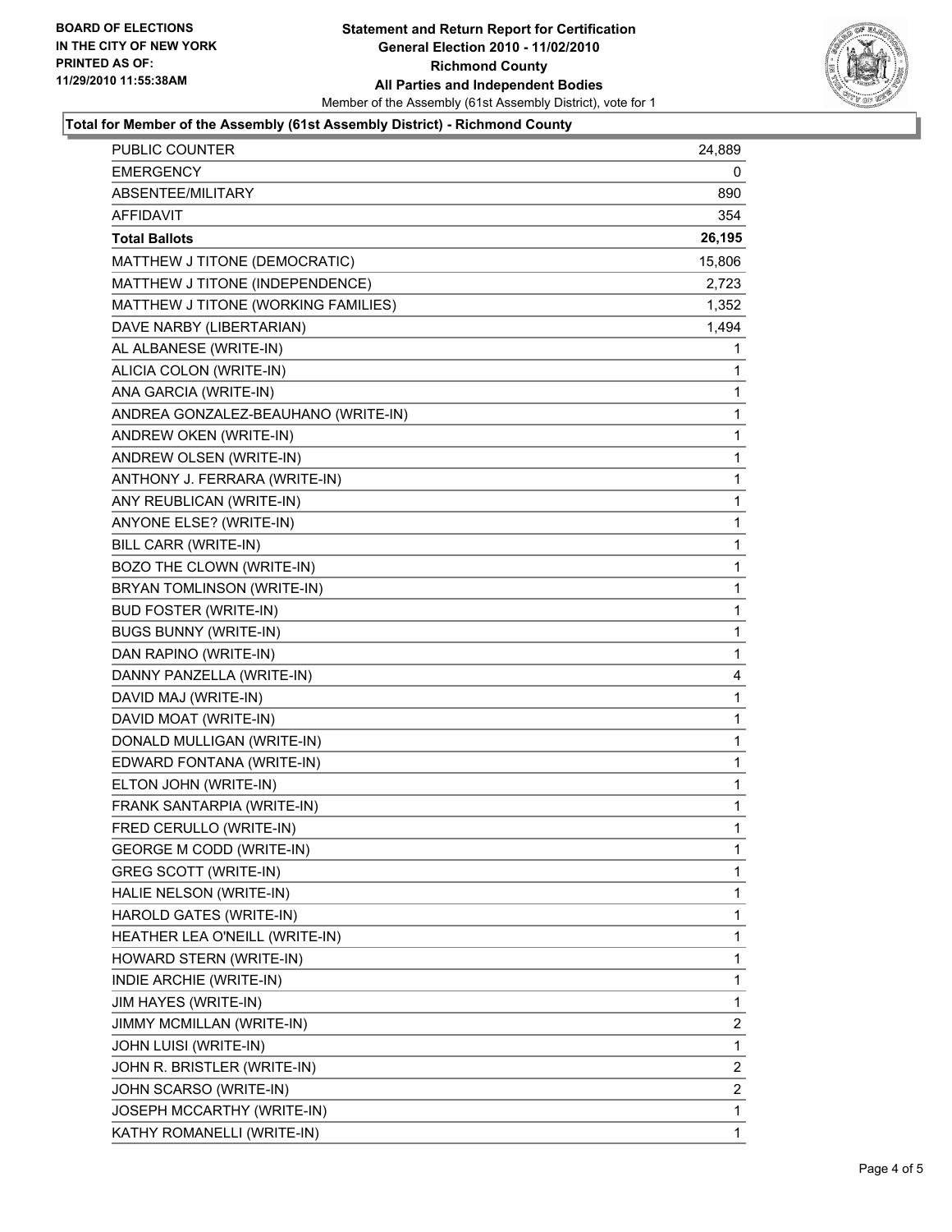**BOARD OF ELECTIONS**
**IN THE CITY OF NEW YORK**
**PRINTED AS OF:**
**11/29/2010 11:55:38AM**

**Statement and Return Report for Certification**
**General Election 2010 - 11/02/2010**
**Richmond County**
**All Parties and Independent Bodies**
Member of the Assembly (61st Assembly District), vote for 1

**Total for Member of the Assembly (61st Assembly District) - Richmond County**

| | |
|---|---|
| PUBLIC COUNTER | 24,889 |
| EMERGENCY | 0 |
| ABSENTEE/MILITARY | 890 |
| AFFIDAVIT | 354 |
| **Total Ballots** | **26,195** |
| MATTHEW J TITONE (DEMOCRATIC) | 15,806 |
| MATTHEW J TITONE (INDEPENDENCE) | 2,723 |
| MATTHEW J TITONE (WORKING FAMILIES) | 1,352 |
| DAVE NARBY (LIBERTARIAN) | 1,494 |
| AL ALBANESE (WRITE-IN) | 1 |
| ALICIA COLON (WRITE-IN) | 1 |
| ANA GARCIA (WRITE-IN) | 1 |
| ANDREA GONZALEZ-BEAUHANO (WRITE-IN) | 1 |
| ANDREW OKEN (WRITE-IN) | 1 |
| ANDREW OLSEN (WRITE-IN) | 1 |
| ANTHONY J. FERRARA (WRITE-IN) | 1 |
| ANY REUBLICAN (WRITE-IN) | 1 |
| ANYONE ELSE? (WRITE-IN) | 1 |
| BILL CARR (WRITE-IN) | 1 |
| BOZO THE CLOWN (WRITE-IN) | 1 |
| BRYAN TOMLINSON (WRITE-IN) | 1 |
| BUD FOSTER (WRITE-IN) | 1 |
| BUGS BUNNY (WRITE-IN) | 1 |
| DAN RAPINO (WRITE-IN) | 1 |
| DANNY PANZELLA (WRITE-IN) | 4 |
| DAVID MAJ (WRITE-IN) | 1 |
| DAVID MOAT (WRITE-IN) | 1 |
| DONALD MULLIGAN (WRITE-IN) | 1 |
| EDWARD FONTANA (WRITE-IN) | 1 |
| ELTON JOHN (WRITE-IN) | 1 |
| FRANK SANTARPIA (WRITE-IN) | 1 |
| FRED CERULLO (WRITE-IN) | 1 |
| GEORGE M CODD (WRITE-IN) | 1 |
| GREG SCOTT (WRITE-IN) | 1 |
| HALIE NELSON (WRITE-IN) | 1 |
| HAROLD GATES (WRITE-IN) | 1 |
| HEATHER LEA O'NEILL (WRITE-IN) | 1 |
| HOWARD STERN (WRITE-IN) | 1 |
| INDIE ARCHIE (WRITE-IN) | 1 |
| JIM HAYES (WRITE-IN) | 1 |
| JIMMY MCMILLAN (WRITE-IN) | 2 |
| JOHN LUISI (WRITE-IN) | 1 |
| JOHN R. BRISTLER (WRITE-IN) | 2 |
| JOHN SCARSO (WRITE-IN) | 2 |
| JOSEPH MCCARTHY (WRITE-IN) | 1 |
| KATHY ROMANELLI (WRITE-IN) | 1 |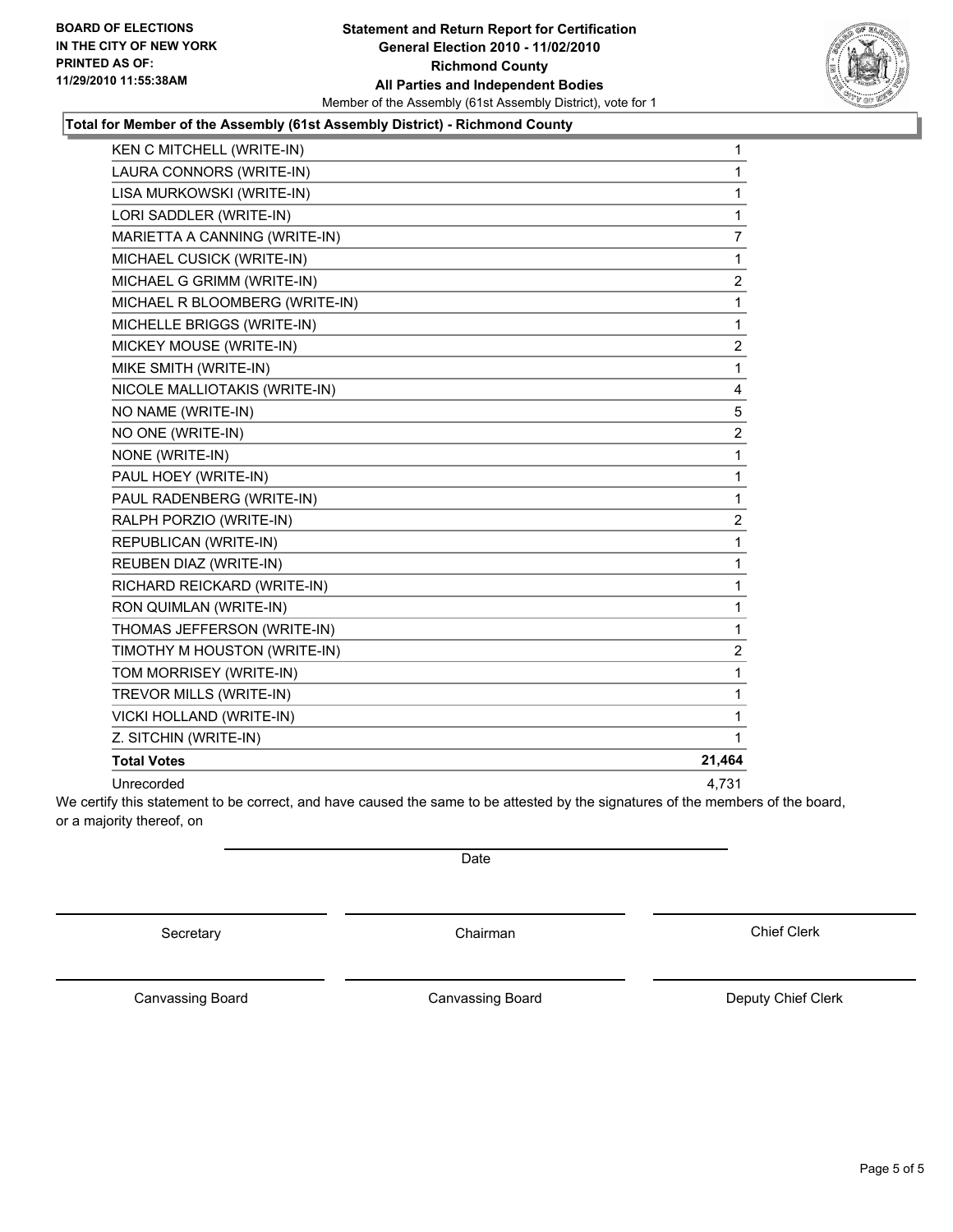**BOARD OF ELECTIONS IN THE CITY OF NEW YORK PRINTED AS OF: 11/29/2010 11:55:38AM**

**Statement and Return Report for Certification General Election 2010 - 11/02/2010 Richmond County All Parties and Independent Bodies**

Member of the Assembly (61st Assembly District), vote for 1

**Total for Member of the Assembly (61st Assembly District) - Richmond County**

| | |
|---|---|
| KEN C MITCHELL (WRITE-IN) | 1 |
| LAURA CONNORS (WRITE-IN) | 1 |
| LISA MURKOWSKI (WRITE-IN) | 1 |
| LORI SADDLER (WRITE-IN) | 1 |
| MARIETTA A CANNING (WRITE-IN) | 7 |
| MICHAEL CUSICK (WRITE-IN) | 1 |
| MICHAEL G GRIMM (WRITE-IN) | 2 |
| MICHAEL R BLOOMBERG (WRITE-IN) | 1 |
| MICHELLE BRIGGS (WRITE-IN) | 1 |
| MICKEY MOUSE (WRITE-IN) | 2 |
| MIKE SMITH (WRITE-IN) | 1 |
| NICOLE MALLIOTAKIS (WRITE-IN) | 4 |
| NO NAME (WRITE-IN) | 5 |
| NO ONE (WRITE-IN) | 2 |
| NONE (WRITE-IN) | 1 |
| PAUL HOEY (WRITE-IN) | 1 |
| PAUL RADENBERG (WRITE-IN) | 1 |
| RALPH PORZIO (WRITE-IN) | 2 |
| REPUBLICAN (WRITE-IN) | 1 |
| REUBEN DIAZ (WRITE-IN) | 1 |
| RICHARD REICKARD (WRITE-IN) | 1 |
| RON QUIMLAN (WRITE-IN) | 1 |
| THOMAS JEFFERSON (WRITE-IN) | 1 |
| TIMOTHY M HOUSTON (WRITE-IN) | 2 |
| TOM MORRISEY (WRITE-IN) | 1 |
| TREVOR MILLS (WRITE-IN) | 1 |
| VICKI HOLLAND (WRITE-IN) | 1 |
| Z. SITCHIN (WRITE-IN) | 1 |
| **Total Votes** | **21,464** |
| Unrecorded | 4,731 |

We certify this statement to be correct, and have caused the same to be attested by the signatures of the members of the board, or a majority thereof, on

Date

Secretary

Chairman

Chief Clerk

Canvassing Board

Canvassing Board

Deputy Chief Clerk